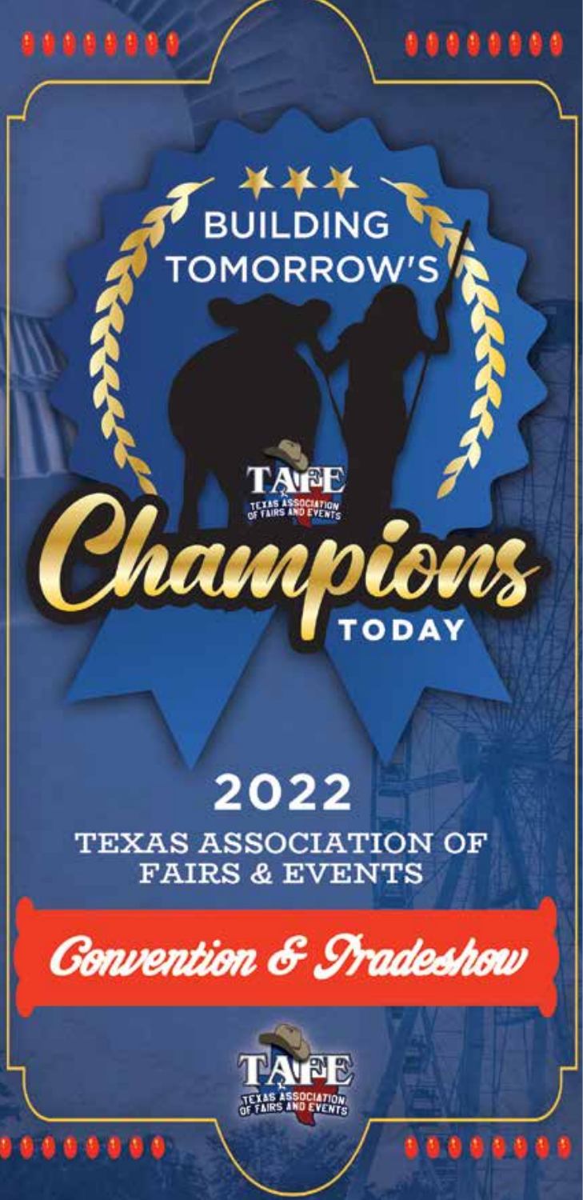# BUILDING TOMORROW'S Champions TODAY

TAFE
TEXAS ASSOCIATION OF FAIRS AND EVENTS

## 2022

### TEXAS ASSOCIATION OF FAIRS & EVENTS

## Convention & Tradeshow

TAFE
TEXAS ASSOCIATION OF FAIRS AND EVENTS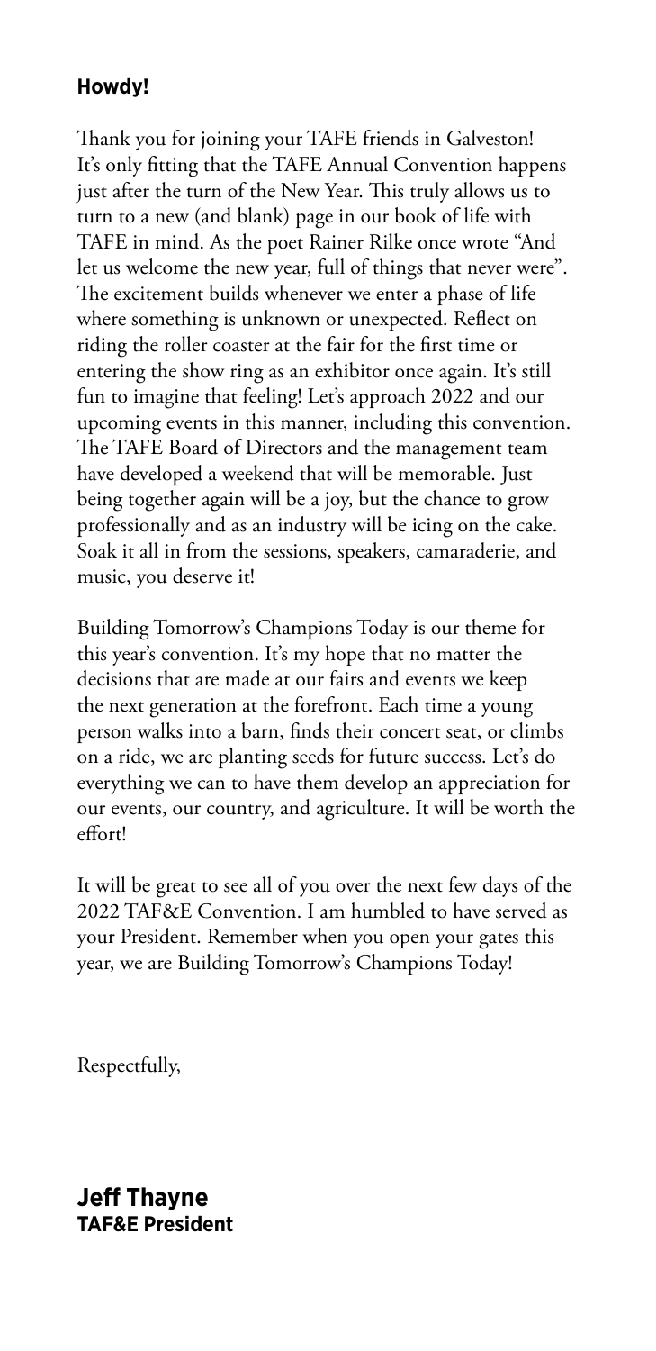**Howdy!**

Thank you for joining your TAFE friends in Galveston! It's only fitting that the TAFE Annual Convention happens just after the turn of the New Year. This truly allows us to turn to a new (and blank) page in our book of life with TAFE in mind. As the poet Rainer Rilke once wrote "And let us welcome the new year, full of things that never were". The excitement builds whenever we enter a phase of life where something is unknown or unexpected. Reflect on riding the roller coaster at the fair for the first time or entering the show ring as an exhibitor once again. It's still fun to imagine that feeling! Let's approach 2022 and our upcoming events in this manner, including this convention. The TAFE Board of Directors and the management team have developed a weekend that will be memorable. Just being together again will be a joy, but the chance to grow professionally and as an industry will be icing on the cake. Soak it all in from the sessions, speakers, camaraderie, and music, you deserve it!

Building Tomorrow's Champions Today is our theme for this year's convention. It's my hope that no matter the decisions that are made at our fairs and events we keep the next generation at the forefront. Each time a young person walks into a barn, finds their concert seat, or climbs on a ride, we are planting seeds for future success. Let's do everything we can to have them develop an appreciation for our events, our country, and agriculture. It will be worth the effort!

It will be great to see all of you over the next few days of the 2022 TAF&E Convention. I am humbled to have served as your President. Remember when you open your gates this year, we are Building Tomorrow's Champions Today!

Respectfully,

**Jeff Thayne**
**TAF&E President**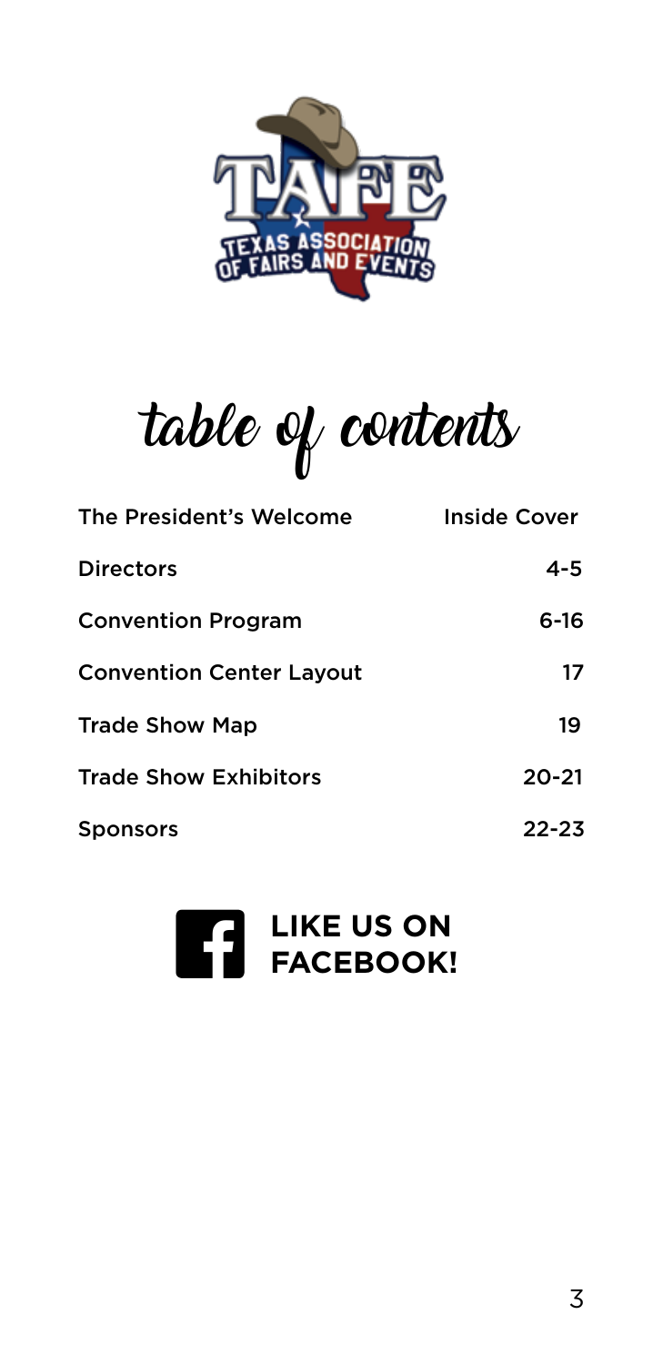TAFE

TEXAS ASSOCIATION OF FAIRS AND EVENTS

# table of contents

| | |
|---|---|
| The President's Welcome | Inside Cover |
| Directors | 4-5 |
| Convention Program | 6-16 |
| Convention Center Layout | 17 |
| Trade Show Map | 19 |
| Trade Show Exhibitors | 20-21 |
| Sponsors | 22-23 |

**LIKE US ON FACEBOOK!**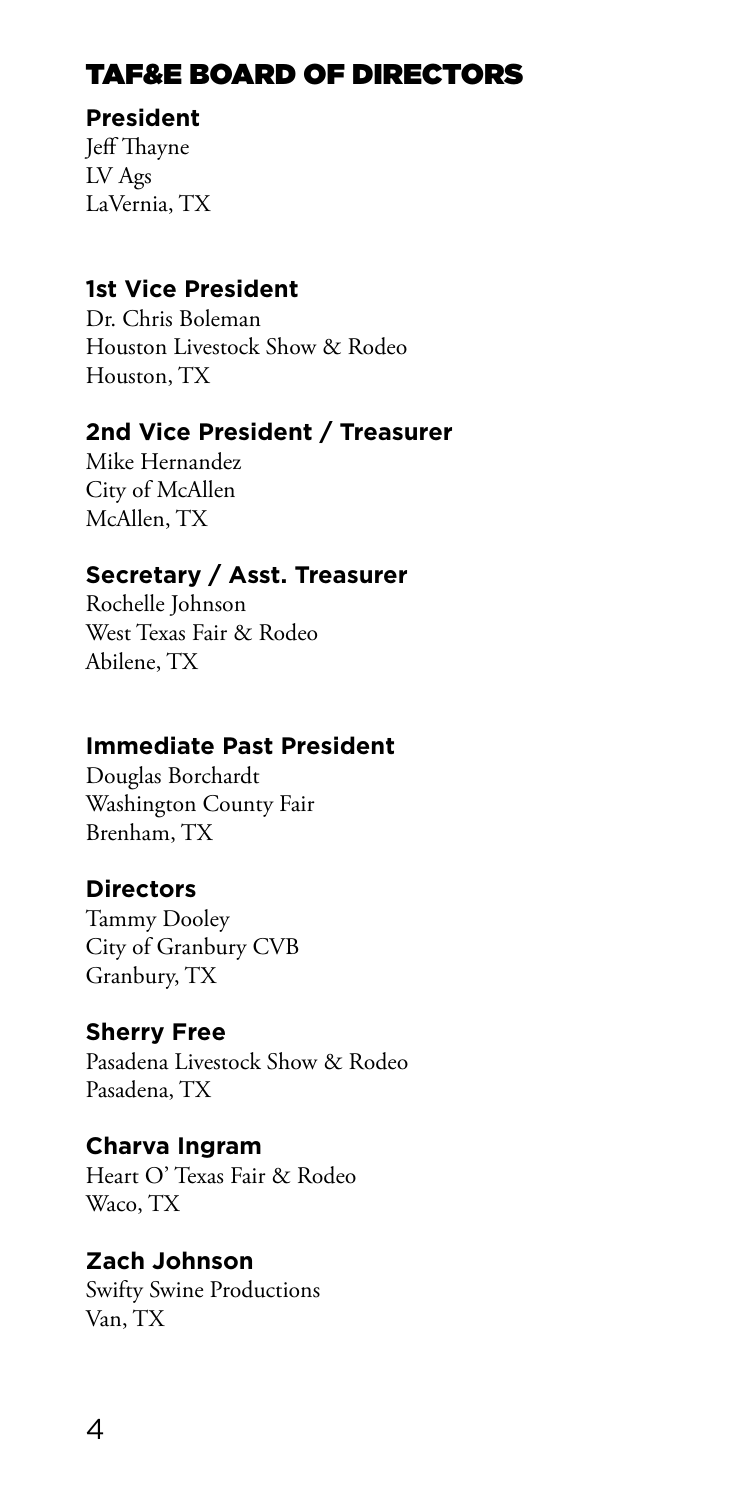# TAF&E BOARD OF DIRECTORS

**President**
Jeff Thayne
LV Ags
LaVernia, TX

**1st Vice President**
Dr. Chris Boleman
Houston Livestock Show & Rodeo
Houston, TX

**2nd Vice President / Treasurer**
Mike Hernandez
City of McAllen
McAllen, TX

**Secretary / Asst. Treasurer**
Rochelle Johnson
West Texas Fair & Rodeo
Abilene, TX

**Immediate Past President**
Douglas Borchardt
Washington County Fair
Brenham, TX

**Directors**
Tammy Dooley
City of Granbury CVB
Granbury, TX

**Sherry Free**
Pasadena Livestock Show & Rodeo
Pasadena, TX

**Charva Ingram**
Heart O' Texas Fair & Rodeo
Waco, TX

**Zach Johnson**
Swifty Swine Productions
Van, TX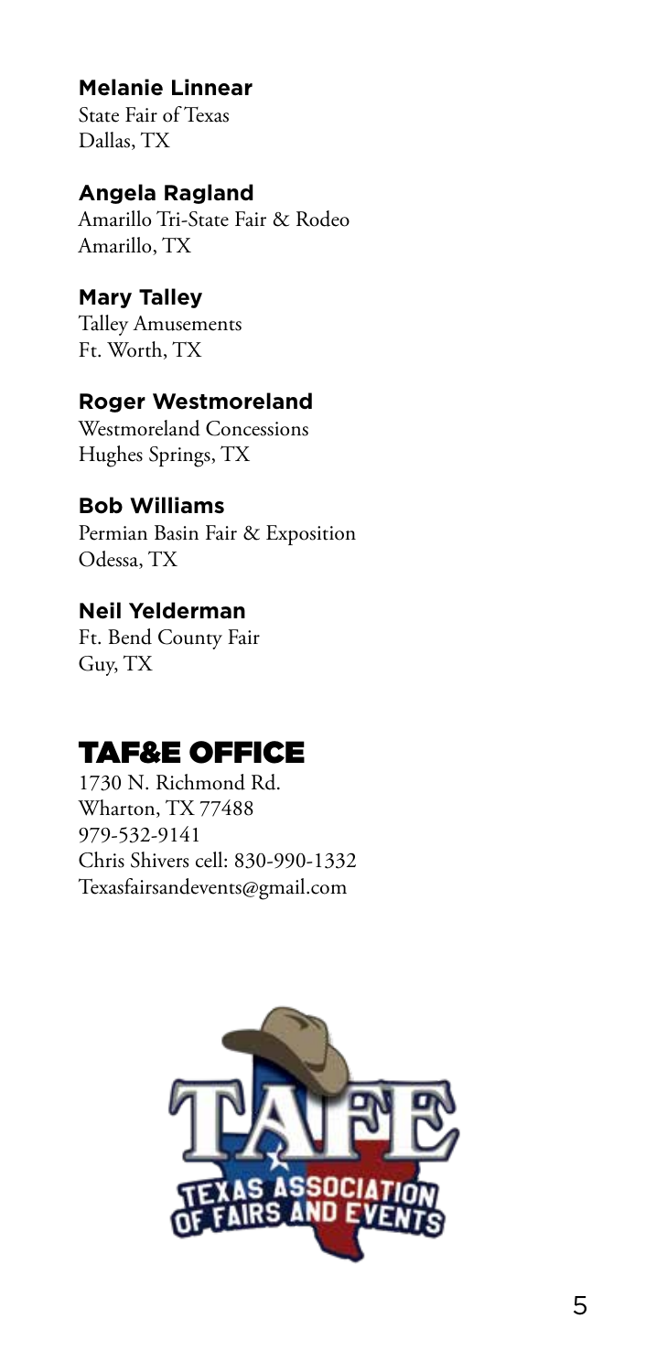**Melanie Linnear**
State Fair of Texas
Dallas, TX

**Angela Ragland**
Amarillo Tri-State Fair & Rodeo
Amarillo, TX

**Mary Talley**
Talley Amusements
Ft. Worth, TX

**Roger Westmoreland**
Westmoreland Concessions
Hughes Springs, TX

**Bob Williams**
Permian Basin Fair & Exposition
Odessa, TX

**Neil Yelderman**
Ft. Bend County Fair
Guy, TX

## TAF&E OFFICE

1730 N. Richmond Rd.
Wharton, TX 77488
979-532-9141
Chris Shivers cell: 830-990-1332
Texasfairsandevents@gmail.com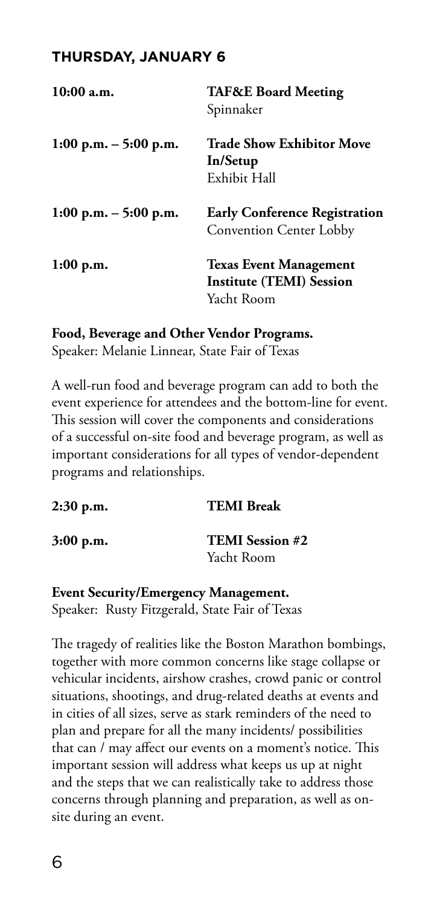## THURSDAY, JANUARY 6

**10:00 a.m.** — **TAF&E Board Meeting**
Spinnaker

**1:00 p.m. – 5:00 p.m.** — **Trade Show Exhibitor Move In/Setup**
Exhibit Hall

**1:00 p.m. – 5:00 p.m.** — **Early Conference Registration**
Convention Center Lobby

**1:00 p.m.** — **Texas Event Management Institute (TEMI) Session**
Yacht Room

**Food, Beverage and Other Vendor Programs.**
Speaker: Melanie Linnear, State Fair of Texas

A well-run food and beverage program can add to both the event experience for attendees and the bottom-line for event. This session will cover the components and considerations of a successful on-site food and beverage program, as well as important considerations for all types of vendor-dependent programs and relationships.

**2:30 p.m.** — **TEMI Break**

**3:00 p.m.** — **TEMI Session #2**
Yacht Room

**Event Security/Emergency Management.**
Speaker: Rusty Fitzgerald, State Fair of Texas

The tragedy of realities like the Boston Marathon bombings, together with more common concerns like stage collapse or vehicular incidents, airshow crashes, crowd panic or control situations, shootings, and drug-related deaths at events and in cities of all sizes, serve as stark reminders of the need to plan and prepare for all the many incidents/ possibilities that can / may affect our events on a moment's notice. This important session will address what keeps us up at night and the steps that we can realistically take to address those concerns through planning and preparation, as well as on-site during an event.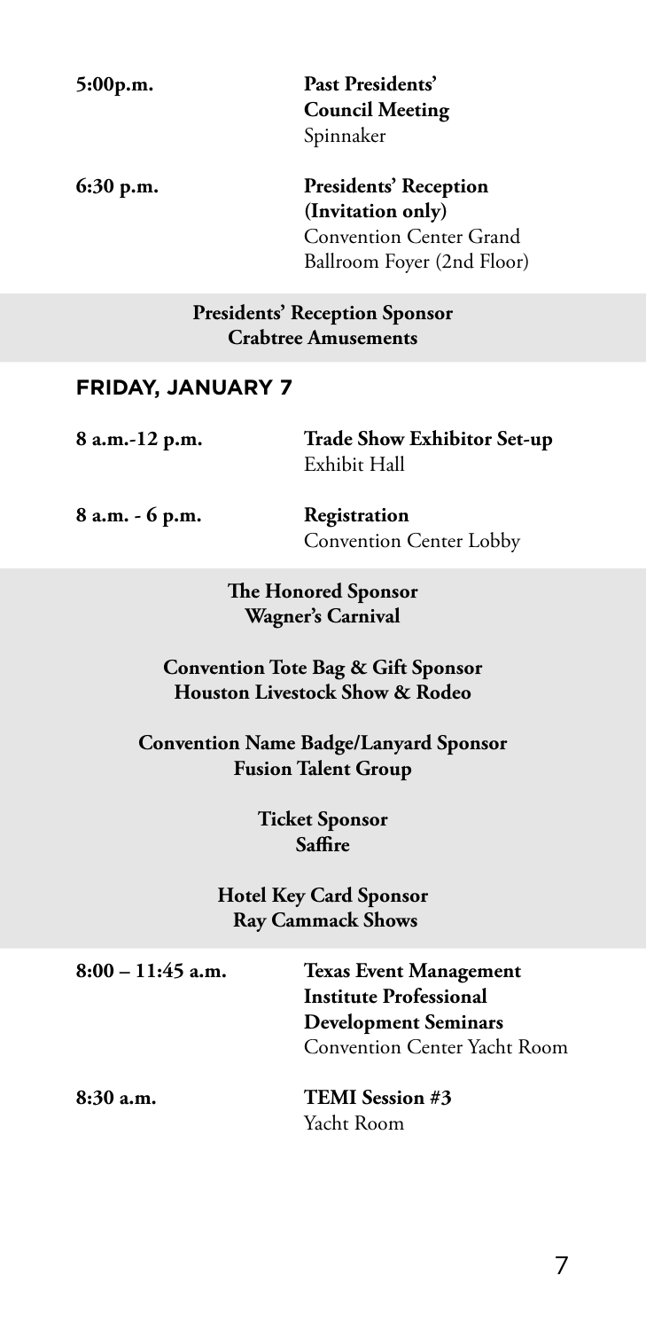**5:00p.m.** **Past Presidents' Council Meeting**
Spinnaker

**6:30 p.m.** **Presidents' Reception (Invitation only)**
Convention Center Grand Ballroom Foyer (2nd Floor)

**Presidents' Reception Sponsor**
**Crabtree Amusements**

## FRIDAY, JANUARY 7

**8 a.m.-12 p.m.** **Trade Show Exhibitor Set-up**
Exhibit Hall

**8 a.m. - 6 p.m.** **Registration**
Convention Center Lobby

**The Honored Sponsor**
**Wagner's Carnival**

**Convention Tote Bag & Gift Sponsor**
**Houston Livestock Show & Rodeo**

**Convention Name Badge/Lanyard Sponsor**
**Fusion Talent Group**

**Ticket Sponsor**
**Saffire**

**Hotel Key Card Sponsor**
**Ray Cammack Shows**

**8:00 – 11:45 a.m.** **Texas Event Management Institute Professional Development Seminars**
Convention Center Yacht Room

**8:30 a.m.** **TEMI Session #3**
Yacht Room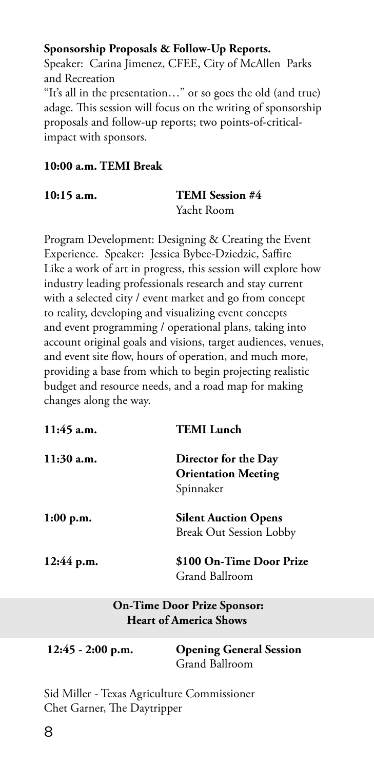**Sponsorship Proposals & Follow-Up Reports.**
Speaker: Carina Jimenez, CFEE, City of McAllen Parks and Recreation
"It's all in the presentation…" or so goes the old (and true) adage. This session will focus on the writing of sponsorship proposals and follow-up reports; two points-of-critical-impact with sponsors.

**10:00 a.m. TEMI Break**

**10:15 a.m.** **TEMI Session #4**
Yacht Room

Program Development: Designing & Creating the Event Experience. Speaker: Jessica Bybee-Dziedzic, Saffire
Like a work of art in progress, this session will explore how industry leading professionals research and stay current with a selected city / event market and go from concept to reality, developing and visualizing event concepts and event programming / operational plans, taking into account original goals and visions, target audiences, venues, and event site flow, hours of operation, and much more, providing a base from which to begin projecting realistic budget and resource needs, and a road map for making changes along the way.

**11:45 a.m.** **TEMI Lunch**

**11:30 a.m.** **Director for the Day Orientation Meeting**
Spinnaker

**1:00 p.m.** **Silent Auction Opens**
Break Out Session Lobby

**12:44 p.m.** **$100 On-Time Door Prize**
Grand Ballroom

**On-Time Door Prize Sponsor:**
**Heart of America Shows**

**12:45 - 2:00 p.m.** **Opening General Session**
Grand Ballroom

Sid Miller - Texas Agriculture Commissioner
Chet Garner, The Daytripper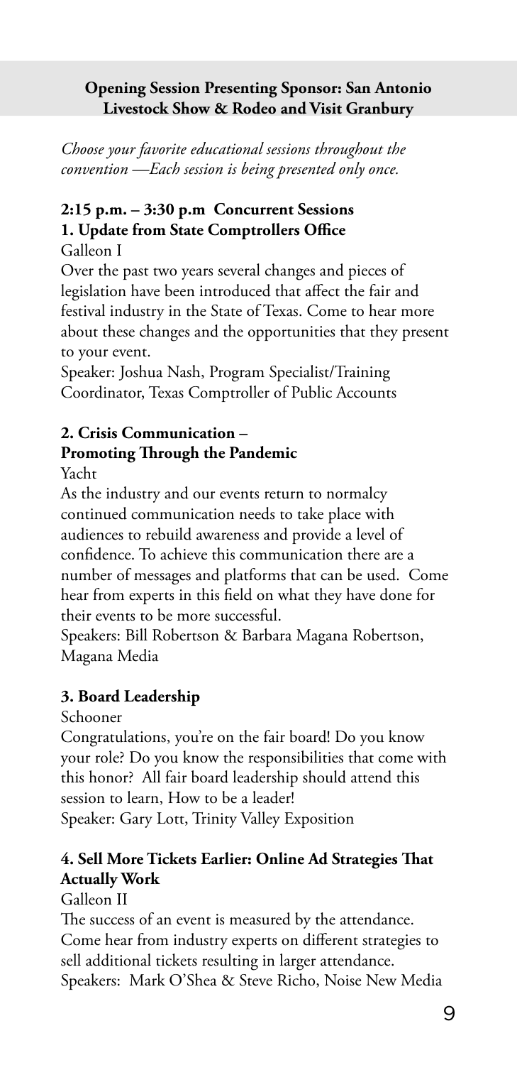**Opening Session Presenting Sponsor: San Antonio Livestock Show & Rodeo and Visit Granbury**

*Choose your favorite educational sessions throughout the convention —Each session is being presented only once.*

### 2:15 p.m. – 3:30 p.m Concurrent Sessions

#### 1. Update from State Comptrollers Office

Galleon I

Over the past two years several changes and pieces of legislation have been introduced that affect the fair and festival industry in the State of Texas. Come to hear more about these changes and the opportunities that they present to your event.

Speaker: Joshua Nash, Program Specialist/Training Coordinator, Texas Comptroller of Public Accounts

#### 2. Crisis Communication – Promoting Through the Pandemic

Yacht

As the industry and our events return to normalcy continued communication needs to take place with audiences to rebuild awareness and provide a level of confidence. To achieve this communication there are a number of messages and platforms that can be used. Come hear from experts in this field on what they have done for their events to be more successful.

Speakers: Bill Robertson & Barbara Magana Robertson, Magana Media

#### 3. Board Leadership

Schooner

Congratulations, you're on the fair board! Do you know your role? Do you know the responsibilities that come with this honor? All fair board leadership should attend this session to learn, How to be a leader!

Speaker: Gary Lott, Trinity Valley Exposition

#### 4. Sell More Tickets Earlier: Online Ad Strategies That Actually Work

Galleon II

The success of an event is measured by the attendance. Come hear from industry experts on different strategies to sell additional tickets resulting in larger attendance.

Speakers: Mark O'Shea & Steve Richo, Noise New Media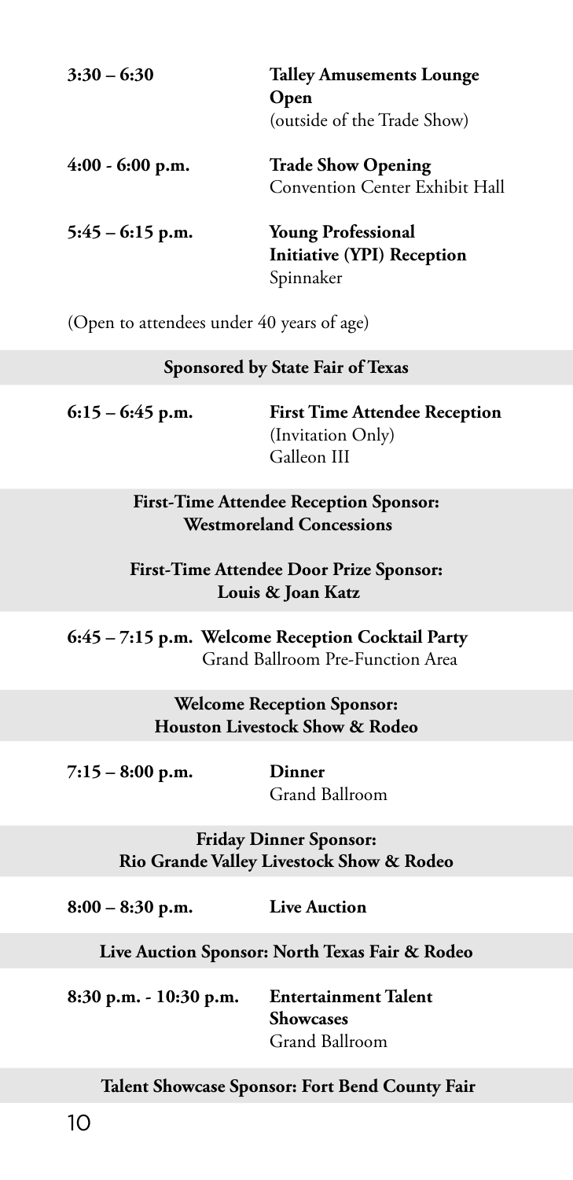**3:30 – 6:30** — **Talley Amusements Lounge Open**
(outside of the Trade Show)

**4:00 - 6:00 p.m.** — **Trade Show Opening**
Convention Center Exhibit Hall

**5:45 – 6:15 p.m.** — **Young Professional Initiative (YPI) Reception**
Spinnaker

(Open to attendees under 40 years of age)

**Sponsored by State Fair of Texas**

**6:15 – 6:45 p.m.** — **First Time Attendee Reception**
(Invitation Only)
Galleon III

**First-Time Attendee Reception Sponsor:**
**Westmoreland Concessions**

**First-Time Attendee Door Prize Sponsor:**
**Louis & Joan Katz**

**6:45 – 7:15 p.m.** — **Welcome Reception Cocktail Party**
Grand Ballroom Pre-Function Area

**Welcome Reception Sponsor:**
**Houston Livestock Show & Rodeo**

**7:15 – 8:00 p.m.** — **Dinner**
Grand Ballroom

**Friday Dinner Sponsor:**
**Rio Grande Valley Livestock Show & Rodeo**

**8:00 – 8:30 p.m.** — **Live Auction**

**Live Auction Sponsor: North Texas Fair & Rodeo**

**8:30 p.m. - 10:30 p.m.** — **Entertainment Talent Showcases**
Grand Ballroom

**Talent Showcase Sponsor: Fort Bend County Fair**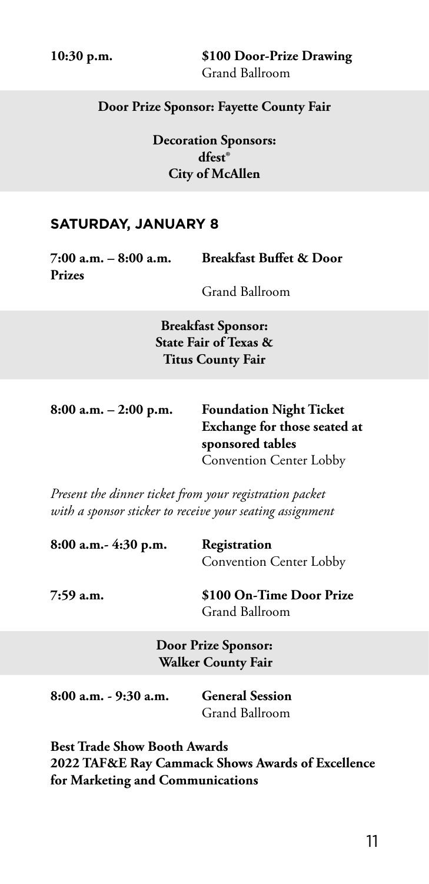**10:30 p.m.** **$100 Door-Prize Drawing**
Grand Ballroom

**Door Prize Sponsor: Fayette County Fair**

**Decoration Sponsors:**
**dfest®**
**City of McAllen**

## SATURDAY, JANUARY 8

**7:00 a.m. – 8:00 a.m.** **Breakfast Buffet & Door Prizes**
Grand Ballroom

**Breakfast Sponsor:**
**State Fair of Texas &**
**Titus County Fair**

**8:00 a.m. – 2:00 p.m.** **Foundation Night Ticket Exchange for those seated at sponsored tables**
Convention Center Lobby

*Present the dinner ticket from your registration packet with a sponsor sticker to receive your seating assignment*

**8:00 a.m.- 4:30 p.m.** **Registration**
Convention Center Lobby

**7:59 a.m.** **$100 On-Time Door Prize**
Grand Ballroom

**Door Prize Sponsor:**
**Walker County Fair**

**8:00 a.m. - 9:30 a.m.** **General Session**
Grand Ballroom

**Best Trade Show Booth Awards**
**2022 TAF&E Ray Cammack Shows Awards of Excellence for Marketing and Communications**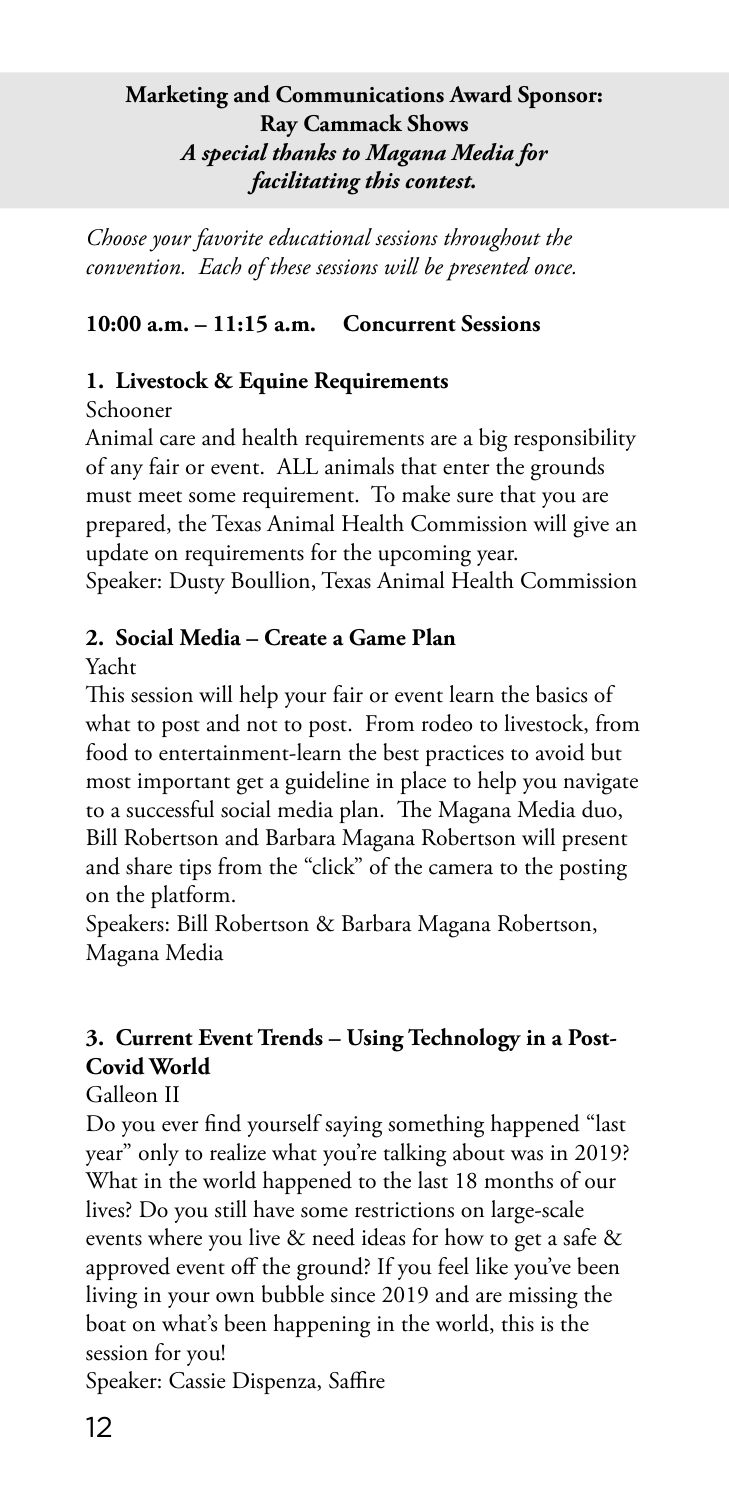**Marketing and Communications Award Sponsor: Ray Cammack Shows**
***A special thanks to Magana Media for facilitating this contest.***

*Choose your favorite educational sessions throughout the convention. Each of these sessions will be presented once.*

### 10:00 a.m. – 11:15 a.m. Concurrent Sessions

#### 1. Livestock & Equine Requirements

Schooner

Animal care and health requirements are a big responsibility of any fair or event. ALL animals that enter the grounds must meet some requirement. To make sure that you are prepared, the Texas Animal Health Commission will give an update on requirements for the upcoming year.

Speaker: Dusty Boullion, Texas Animal Health Commission

#### 2. Social Media – Create a Game Plan

Yacht

This session will help your fair or event learn the basics of what to post and not to post. From rodeo to livestock, from food to entertainment-learn the best practices to avoid but most important get a guideline in place to help you navigate to a successful social media plan. The Magana Media duo, Bill Robertson and Barbara Magana Robertson will present and share tips from the "click" of the camera to the posting on the platform.

Speakers: Bill Robertson & Barbara Magana Robertson, Magana Media

#### 3. Current Event Trends – Using Technology in a Post-Covid World

Galleon II

Do you ever find yourself saying something happened "last year" only to realize what you're talking about was in 2019? What in the world happened to the last 18 months of our lives? Do you still have some restrictions on large-scale events where you live & need ideas for how to get a safe & approved event off the ground? If you feel like you've been living in your own bubble since 2019 and are missing the boat on what's been happening in the world, this is the session for you!

Speaker: Cassie Dispenza, Saffire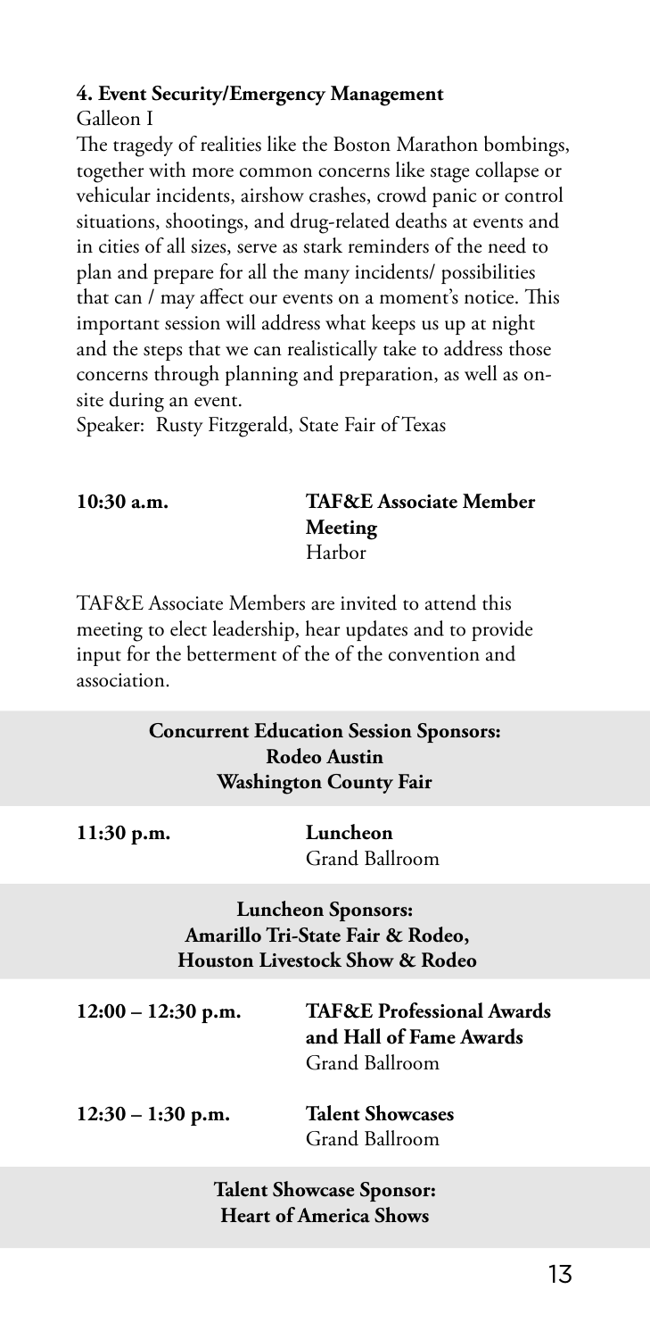**4. Event Security/Emergency Management**
Galleon I

The tragedy of realities like the Boston Marathon bombings, together with more common concerns like stage collapse or vehicular incidents, airshow crashes, crowd panic or control situations, shootings, and drug-related deaths at events and in cities of all sizes, serve as stark reminders of the need to plan and prepare for all the many incidents/ possibilities that can / may affect our events on a moment's notice. This important session will address what keeps us up at night and the steps that we can realistically take to address those concerns through planning and preparation, as well as on-site during an event.

Speaker: Rusty Fitzgerald, State Fair of Texas

**10:30 a.m.** — **TAF&E Associate Member Meeting**
Harbor

TAF&E Associate Members are invited to attend this meeting to elect leadership, hear updates and to provide input for the betterment of the of the convention and association.

**Concurrent Education Session Sponsors:**
**Rodeo Austin**
**Washington County Fair**

**11:30 p.m.** — **Luncheon**
Grand Ballroom

**Luncheon Sponsors:**
**Amarillo Tri-State Fair & Rodeo,**
**Houston Livestock Show & Rodeo**

**12:00 – 12:30 p.m.** — **TAF&E Professional Awards and Hall of Fame Awards**
Grand Ballroom

**12:30 – 1:30 p.m.** — **Talent Showcases**
Grand Ballroom

**Talent Showcase Sponsor:**
**Heart of America Shows**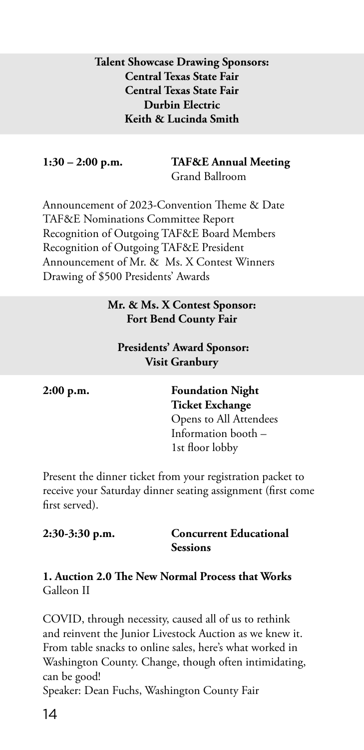**Talent Showcase Drawing Sponsors:**
**Central Texas State Fair**
**Central Texas State Fair**
**Durbin Electric**
**Keith & Lucinda Smith**

**1:30 – 2:00 p.m.** **TAF&E Annual Meeting**
Grand Ballroom

Announcement of 2023-Convention Theme & Date
TAF&E Nominations Committee Report
Recognition of Outgoing TAF&E Board Members
Recognition of Outgoing TAF&E President
Announcement of Mr. & Ms. X Contest Winners
Drawing of $500 Presidents' Awards

**Mr. & Ms. X Contest Sponsor:**
**Fort Bend County Fair**

**Presidents' Award Sponsor:**
**Visit Granbury**

**2:00 p.m.** **Foundation Night Ticket Exchange**
Opens to All Attendees
Information booth – 1st floor lobby

Present the dinner ticket from your registration packet to receive your Saturday dinner seating assignment (first come first served).

**2:30-3:30 p.m.** **Concurrent Educational Sessions**

**1. Auction 2.0 The New Normal Process that Works**
Galleon II

COVID, through necessity, caused all of us to rethink and reinvent the Junior Livestock Auction as we knew it. From table snacks to online sales, here's what worked in Washington County. Change, though often intimidating, can be good!
Speaker: Dean Fuchs, Washington County Fair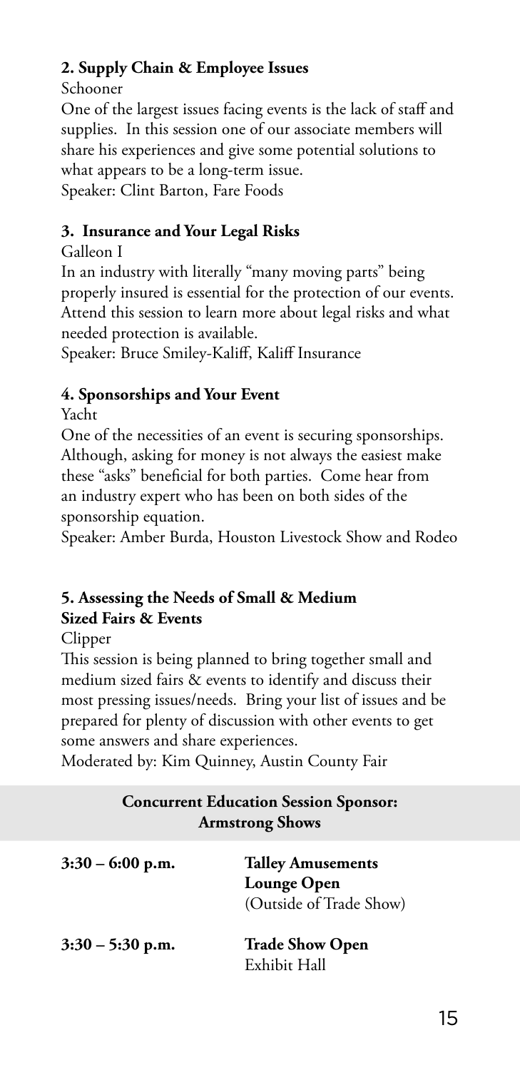### 2. Supply Chain & Employee Issues

Schooner

One of the largest issues facing events is the lack of staff and supplies. In this session one of our associate members will share his experiences and give some potential solutions to what appears to be a long-term issue.

Speaker: Clint Barton, Fare Foods

### 3. Insurance and Your Legal Risks

Galleon I

In an industry with literally "many moving parts" being properly insured is essential for the protection of our events. Attend this session to learn more about legal risks and what needed protection is available.

Speaker: Bruce Smiley-Kaliff, Kaliff Insurance

### 4. Sponsorships and Your Event

Yacht

One of the necessities of an event is securing sponsorships. Although, asking for money is not always the easiest make these "asks" beneficial for both parties. Come hear from an industry expert who has been on both sides of the sponsorship equation.

Speaker: Amber Burda, Houston Livestock Show and Rodeo

### 5. Assessing the Needs of Small & Medium Sized Fairs & Events

Clipper

This session is being planned to bring together small and medium sized fairs & events to identify and discuss their most pressing issues/needs. Bring your list of issues and be prepared for plenty of discussion with other events to get some answers and share experiences.

Moderated by: Kim Quinney, Austin County Fair

**Concurrent Education Session Sponsor: Armstrong Shows**

| | |
|---|---|
| **3:30 – 6:00 p.m.** | **Talley Amusements Lounge Open** (Outside of Trade Show) |
| **3:30 – 5:30 p.m.** | **Trade Show Open** Exhibit Hall |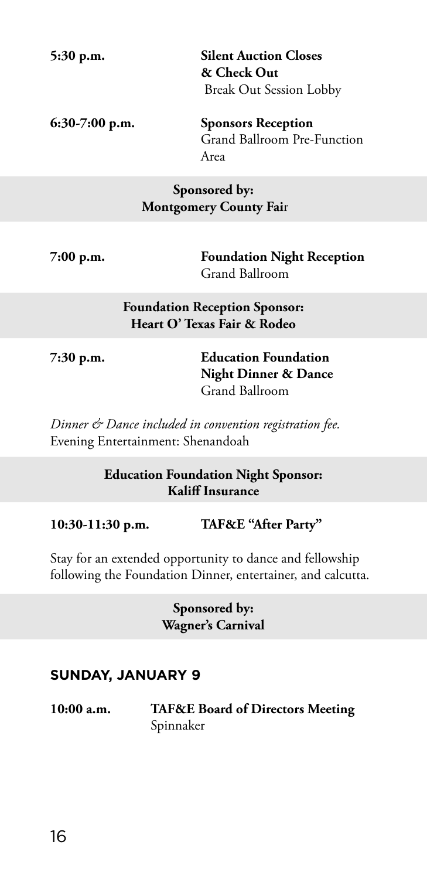**5:30 p.m.** **Silent Auction Closes & Check Out**
Break Out Session Lobby

**6:30-7:00 p.m.** **Sponsors Reception**
Grand Ballroom Pre-Function Area

**Sponsored by:**
**Montgomery County Fair**

**7:00 p.m.** **Foundation Night Reception**
Grand Ballroom

**Foundation Reception Sponsor:**
**Heart O' Texas Fair & Rodeo**

**7:30 p.m.** **Education Foundation Night Dinner & Dance**
Grand Ballroom

*Dinner & Dance included in convention registration fee.*
Evening Entertainment: Shenandoah

**Education Foundation Night Sponsor:**
**Kaliff Insurance**

**10:30-11:30 p.m.** **TAF&E "After Party"**

Stay for an extended opportunity to dance and fellowship following the Foundation Dinner, entertainer, and calcutta.

**Sponsored by:**
**Wagner's Carnival**

## SUNDAY, JANUARY 9

**10:00 a.m.** **TAF&E Board of Directors Meeting**
Spinnaker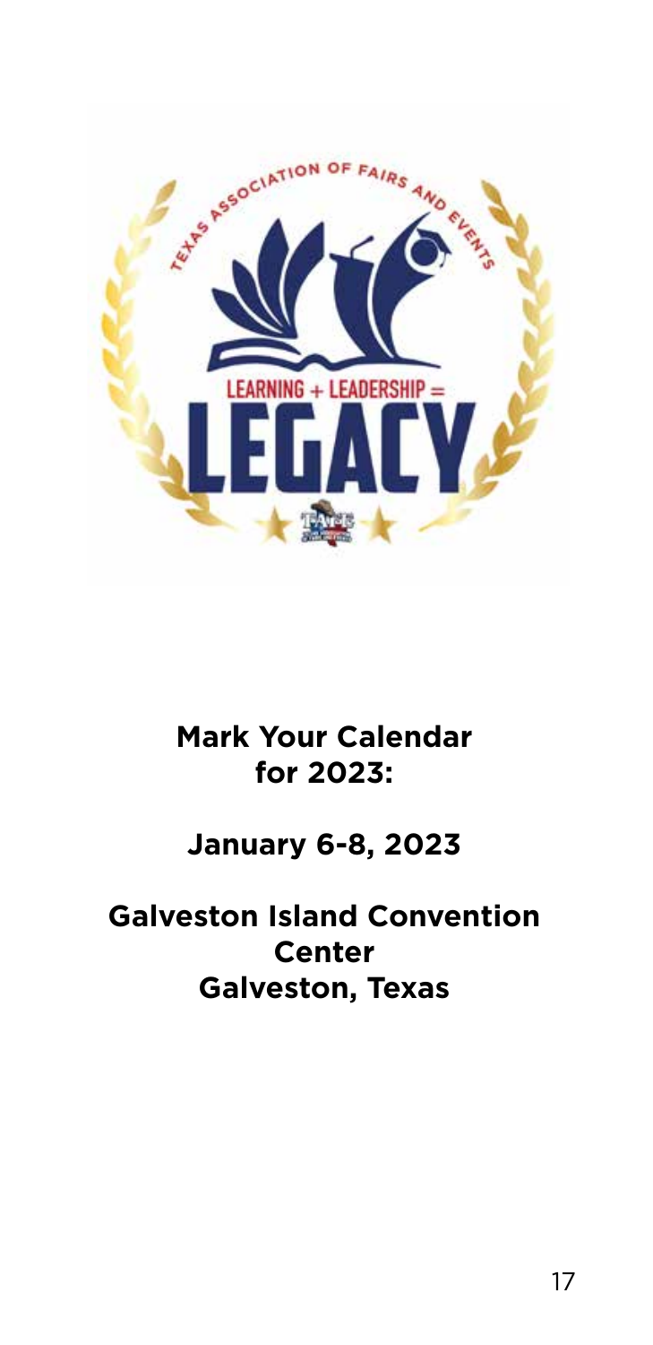**Mark Your Calendar for 2023:**

**January 6-8, 2023**

**Galveston Island Convention Center**
**Galveston, Texas**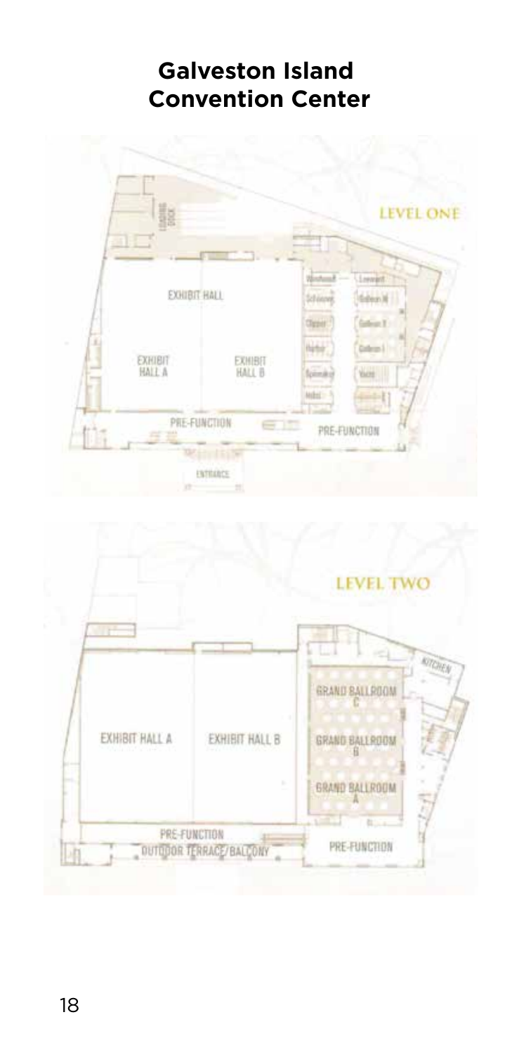# Galveston Island Convention Center

LEVEL ONE

EXHIBIT HALL

EXHIBIT HALL A

EXHIBIT HALL B

PRE-FUNCTION

PRE-FUNCTION

ENTRANCE

LEVEL TWO

KITCHEN

GRAND BALLROOM C

GRAND BALLROOM B

GRAND BALLROOM A

EXHIBIT HALL A

EXHIBIT HALL B

PRE-FUNCTION

OUTDOOR TERRACE/BALCONY

PRE-FUNCTION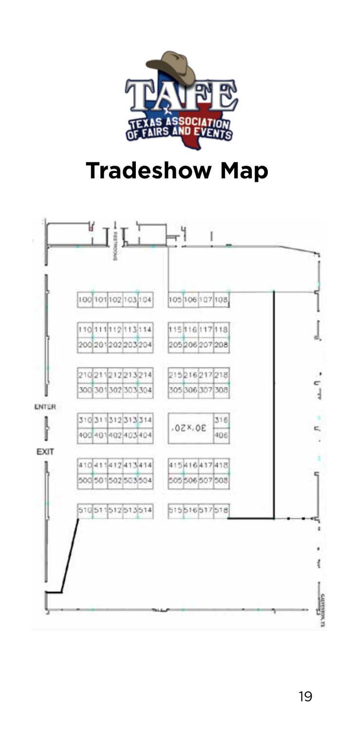# Tradeshow Map

RESTROOMS

ENTER

EXIT

| 100 | 101 | 102 | 103 | 104 | | 105 | 106 | 107 | 108 |
|---|---|---|---|---|---|---|---|---|---|
| 110 | 111 | 112 | 113 | 114 | | 115 | 116 | 117 | 118 |
| 200 | 201 | 202 | 203 | 204 | | 205 | 206 | 207 | 208 |
| 210 | 211 | 212 | 213 | 214 | | 215 | 216 | 217 | 218 |
| 300 | 301 | 302 | 303 | 304 | | 305 | 306 | 307 | 308 |
| 310 | 311 | 312 | 313 | 314 | | 30'x20' | | | 316 |
| 400 | 401 | 402 | 403 | 404 | | | | | 406 |
| 410 | 411 | 412 | 413 | 414 | | 415 | 416 | 417 | 418 |
| 500 | 501 | 502 | 503 | 504 | | 505 | 506 | 507 | 508 |
| 510 | 511 | 512 | 513 | 514 | | 515 | 516 | 517 | 518 |

GALVESTON, TX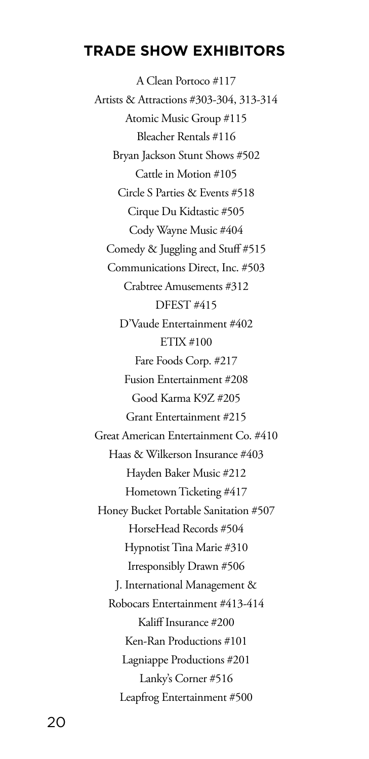## TRADE SHOW EXHIBITORS

A Clean Portoco #117

Artists & Attractions #303-304, 313-314

Atomic Music Group #115

Bleacher Rentals #116

Bryan Jackson Stunt Shows #502

Cattle in Motion #105

Circle S Parties & Events #518

Cirque Du Kidtastic #505

Cody Wayne Music #404

Comedy & Juggling and Stuff #515

Communications Direct, Inc. #503

Crabtree Amusements #312

DFEST #415

D'Vaude Entertainment #402

ETIX #100

Fare Foods Corp. #217

Fusion Entertainment #208

Good Karma K9Z #205

Grant Entertainment #215

Great American Entertainment Co. #410

Haas & Wilkerson Insurance #403

Hayden Baker Music #212

Hometown Ticketing #417

Honey Bucket Portable Sanitation #507

HorseHead Records #504

Hypnotist Tina Marie #310

Irresponsibly Drawn #506

J. International Management &
Robocars Entertainment #413-414

Kaliff Insurance #200

Ken-Ran Productions #101

Lagniappe Productions #201

Lanky's Corner #516

Leapfrog Entertainment #500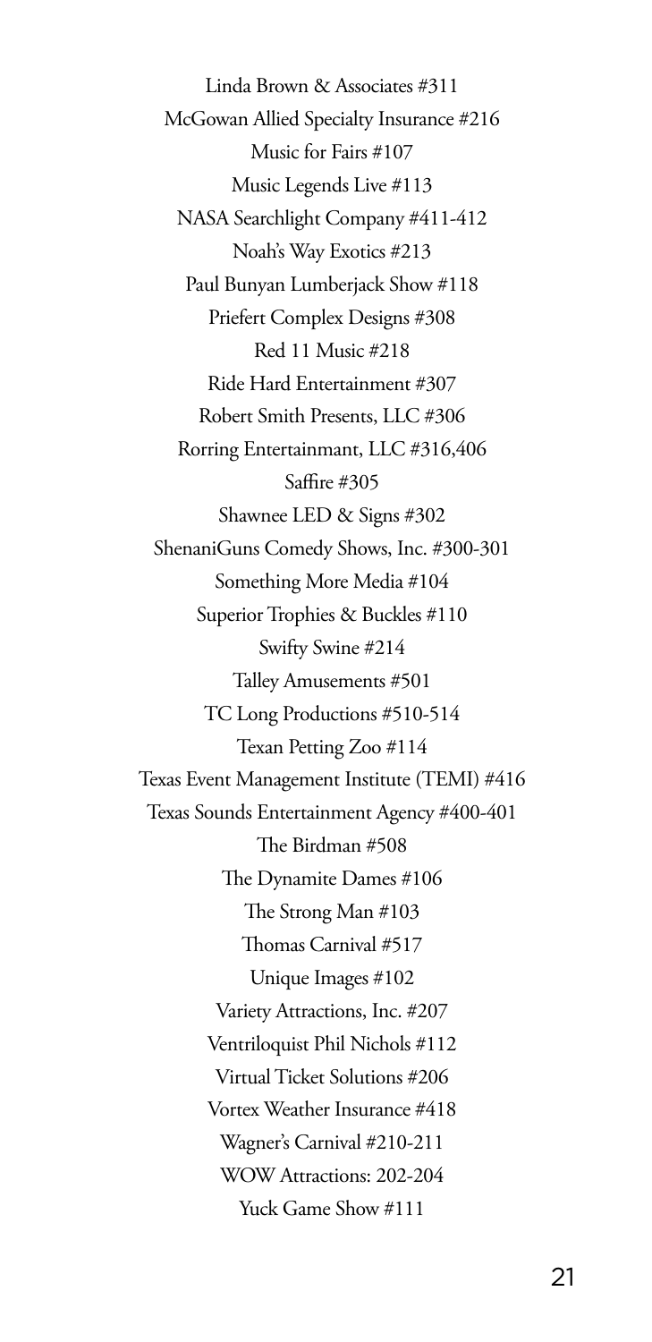Linda Brown & Associates #311

McGowan Allied Specialty Insurance #216

Music for Fairs #107

Music Legends Live #113

NASA Searchlight Company #411-412

Noah's Way Exotics #213

Paul Bunyan Lumberjack Show #118

Priefert Complex Designs #308

Red 11 Music #218

Ride Hard Entertainment #307

Robert Smith Presents, LLC #306

Rorring Entertainmant, LLC #316,406

Saffire #305

Shawnee LED & Signs #302

ShenaniGuns Comedy Shows, Inc. #300-301

Something More Media #104

Superior Trophies & Buckles #110

Swifty Swine #214

Talley Amusements #501

TC Long Productions #510-514

Texan Petting Zoo #114

Texas Event Management Institute (TEMI) #416

Texas Sounds Entertainment Agency #400-401

The Birdman #508

The Dynamite Dames #106

The Strong Man #103

Thomas Carnival #517

Unique Images #102

Variety Attractions, Inc. #207

Ventriloquist Phil Nichols #112

Virtual Ticket Solutions #206

Vortex Weather Insurance #418

Wagner's Carnival #210-211

WOW Attractions: 202-204

Yuck Game Show #111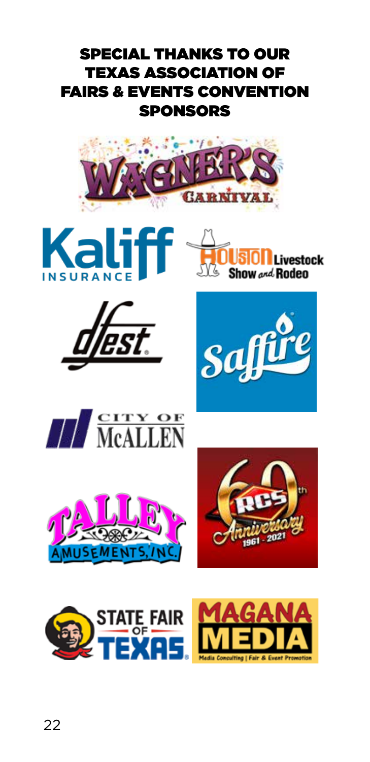# SPECIAL THANKS TO OUR TEXAS ASSOCIATION OF FAIRS & EVENTS CONVENTION SPONSORS

Wagner's Carnival

Kaliff Insurance

Houston Livestock Show and Rodeo

dfest

Saffire

City of McAllen

Talley Amusements, Inc.

RCS 60th Anniversary 1961 - 2021

State Fair of Texas

Magana Media — Media Consulting | Fair & Event Promotion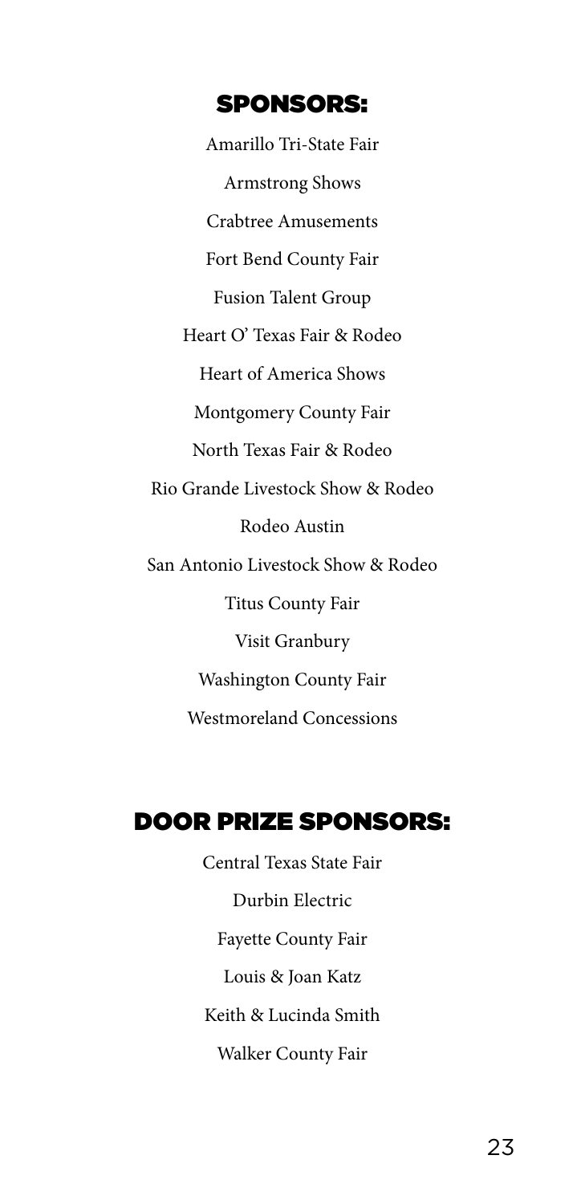## SPONSORS:

Amarillo Tri-State Fair

Armstrong Shows

Crabtree Amusements

Fort Bend County Fair

Fusion Talent Group

Heart O' Texas Fair & Rodeo

Heart of America Shows

Montgomery County Fair

North Texas Fair & Rodeo

Rio Grande Livestock Show & Rodeo

Rodeo Austin

San Antonio Livestock Show & Rodeo

Titus County Fair

Visit Granbury

Washington County Fair

Westmoreland Concessions

## DOOR PRIZE SPONSORS:

Central Texas State Fair

Durbin Electric

Fayette County Fair

Louis & Joan Katz

Keith & Lucinda Smith

Walker County Fair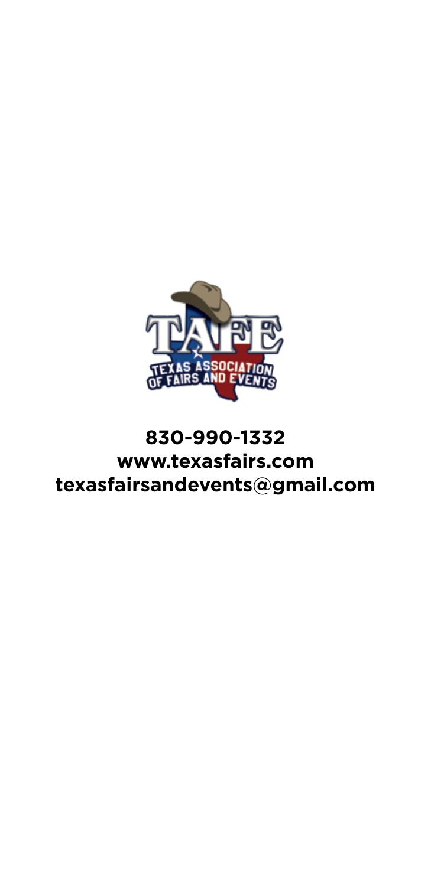TAFE

TEXAS ASSOCIATION OF FAIRS AND EVENTS

**830-990-1332**
**www.texasfairs.com**
**texasfairsandevents@gmail.com**